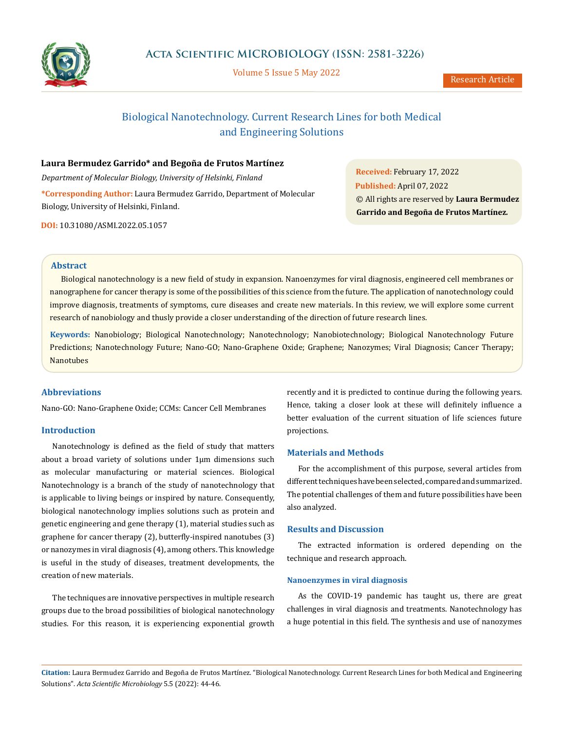# Biological Nanotechnology. Current Research Lines for both Medical and Engineering Solutions

**Laura Bermudez Garrido* and Begoña de Frutos Martínez**

*Department of Molecular Biology, University of Helsinki, Finland*

**\*Corresponding Author:** Laura Bermudez Garrido, Department of Molecular Biology, University of Helsinki, Finland.

**DOI:** 10.31080/ASMI.2022.05.1057

**Received:** February 17, 2022
**Published:** April 07, 2022
© All rights are reserved by **Laura Bermudez Garrido and Begoña de Frutos Martínez.**

## Abstract

Biological nanotechnology is a new field of study in expansion. Nanoenzymes for viral diagnosis, engineered cell membranes or nanographene for cancer therapy is some of the possibilities of this science from the future. The application of nanotechnology could improve diagnosis, treatments of symptoms, cure diseases and create new materials. In this review, we will explore some current research of nanobiology and thusly provide a closer understanding of the direction of future research lines.

**Keywords:** Nanobiology; Biological Nanotechnology; Nanotechnology; Nanobiotechnology; Biological Nanotechnology Future Predictions; Nanotechnology Future; Nano-GO; Nano-Graphene Oxide; Graphene; Nanozymes; Viral Diagnosis; Cancer Therapy; Nanotubes

## Abbreviations

Nano-GO: Nano-Graphene Oxide; CCMs: Cancer Cell Membranes

## Introduction

Nanotechnology is defined as the field of study that matters about a broad variety of solutions under 1μm dimensions such as molecular manufacturing or material sciences. Biological Nanotechnology is a branch of the study of nanotechnology that is applicable to living beings or inspired by nature. Consequently, biological nanotechnology implies solutions such as protein and genetic engineering and gene therapy (1), material studies such as graphene for cancer therapy (2), butterfly-inspired nanotubes (3) or nanozymes in viral diagnosis (4), among others. This knowledge is useful in the study of diseases, treatment developments, the creation of new materials.

The techniques are innovative perspectives in multiple research groups due to the broad possibilities of biological nanotechnology studies. For this reason, it is experiencing exponential growth recently and it is predicted to continue during the following years. Hence, taking a closer look at these will definitely influence a better evaluation of the current situation of life sciences future projections.

## Materials and Methods

For the accomplishment of this purpose, several articles from different techniques have been selected, compared and summarized. The potential challenges of them and future possibilities have been also analyzed.

## Results and Discussion

The extracted information is ordered depending on the technique and research approach.

### Nanoenzymes in viral diagnosis

As the COVID-19 pandemic has taught us, there are great challenges in viral diagnosis and treatments. Nanotechnology has a huge potential in this field. The synthesis and use of nanozymes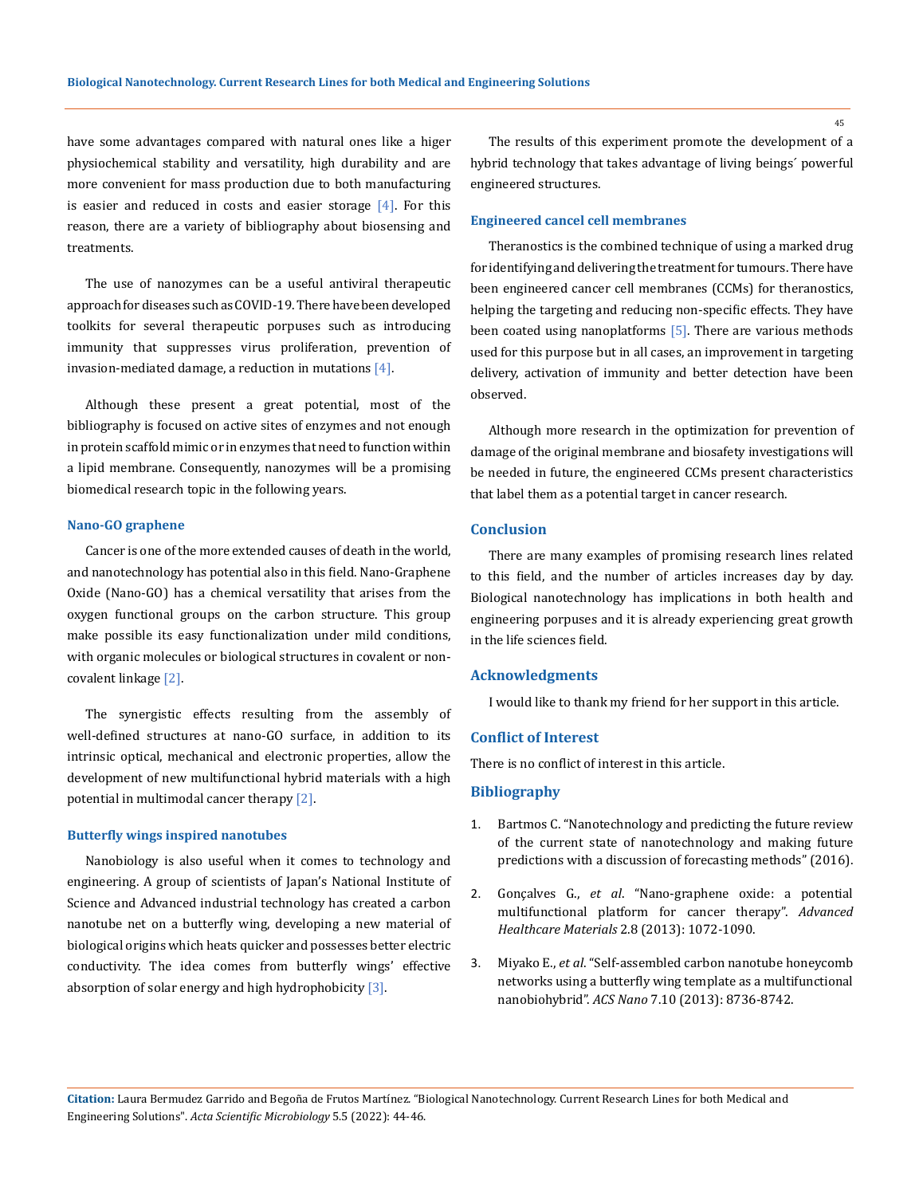have some advantages compared with natural ones like a higer physiochemical stability and versatility, high durability and are more convenient for mass production due to both manufacturing is easier and reduced in costs and easier storage [4]. For this reason, there are a variety of bibliography about biosensing and treatments.

The use of nanozymes can be a useful antiviral therapeutic approach for diseases such as COVID-19. There have been developed toolkits for several therapeutic porpuses such as introducing immunity that suppresses virus proliferation, prevention of invasion-mediated damage, a reduction in mutations [4].

Although these present a great potential, most of the bibliography is focused on active sites of enzymes and not enough in protein scaffold mimic or in enzymes that need to function within a lipid membrane. Consequently, nanozymes will be a promising biomedical research topic in the following years.

### Nano-GO graphene

Cancer is one of the more extended causes of death in the world, and nanotechnology has potential also in this field. Nano-Graphene Oxide (Nano-GO) has a chemical versatility that arises from the oxygen functional groups on the carbon structure. This group make possible its easy functionalization under mild conditions, with organic molecules or biological structures in covalent or non-covalent linkage [2].

The synergistic effects resulting from the assembly of well-defined structures at nano-GO surface, in addition to its intrinsic optical, mechanical and electronic properties, allow the development of new multifunctional hybrid materials with a high potential in multimodal cancer therapy [2].

### Butterfly wings inspired nanotubes

Nanobiology is also useful when it comes to technology and engineering. A group of scientists of Japan's National Institute of Science and Advanced industrial technology has created a carbon nanotube net on a butterfly wing, developing a new material of biological origins which heats quicker and possesses better electric conductivity. The idea comes from butterfly wings' effective absorption of solar energy and high hydrophobicity [3].

The results of this experiment promote the development of a hybrid technology that takes advantage of living beings´ powerful engineered structures.

### Engineered cancel cell membranes

Theranostics is the combined technique of using a marked drug for identifying and delivering the treatment for tumours. There have been engineered cancer cell membranes (CCMs) for theranostics, helping the targeting and reducing non-specific effects. They have been coated using nanoplatforms [5]. There are various methods used for this purpose but in all cases, an improvement in targeting delivery, activation of immunity and better detection have been observed.

Although more research in the optimization for prevention of damage of the original membrane and biosafety investigations will be needed in future, the engineered CCMs present characteristics that label them as a potential target in cancer research.

## Conclusion

There are many examples of promising research lines related to this field, and the number of articles increases day by day. Biological nanotechnology has implications in both health and engineering porpuses and it is already experiencing great growth in the life sciences field.

## Acknowledgments

I would like to thank my friend for her support in this article.

## Conflict of Interest

There is no conflict of interest in this article.

## Bibliography

1. Bartmos C. "Nanotechnology and predicting the future review of the current state of nanotechnology and making future predictions with a discussion of forecasting methods" (2016).
2. Gonçalves G., *et al*. "Nano-graphene oxide: a potential multifunctional platform for cancer therapy". *Advanced Healthcare Materials* 2.8 (2013): 1072-1090.
3. Miyako E., *et al*. "Self-assembled carbon nanotube honeycomb networks using a butterfly wing template as a multifunctional nanobiohybrid". *ACS Nano* 7.10 (2013): 8736-8742.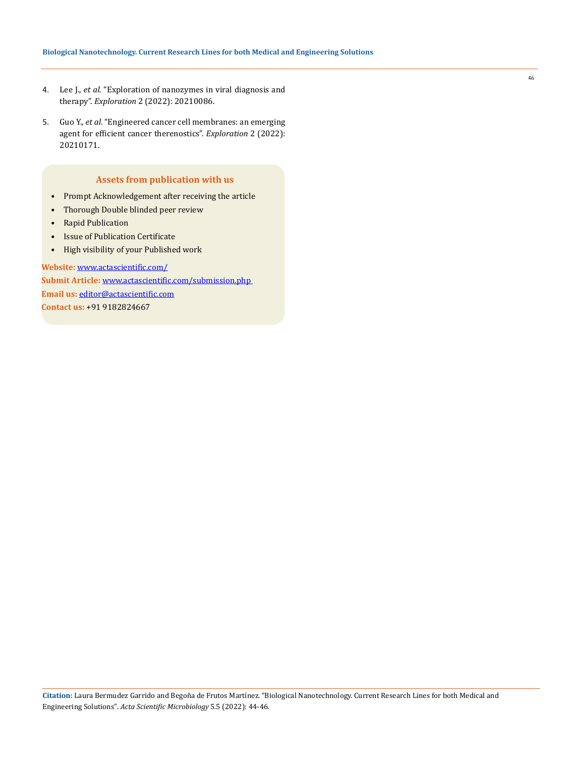4. Lee J., *et al*. "Exploration of nanozymes in viral diagnosis and therapy". *Exploration* 2 (2022): 20210086.

5. Guo Y., *et al*. "Engineered cancer cell membranes: an emerging agent for efficient cancer therenostics". *Exploration* 2 (2022): 20210171.

**Assets from publication with us**

- Prompt Acknowledgement after receiving the article
- Thorough Double blinded peer review
- Rapid Publication
- Issue of Publication Certificate
- High visibility of your Published work

**Website:** www.actascientific.com/

**Submit Article:** www.actascientific.com/submission.php

**Email us:** editor@actascientific.com

**Contact us:** +91 9182824667

**Citation:** Laura Bermudez Garrido and Begoña de Frutos Martínez. "Biological Nanotechnology. Current Research Lines for both Medical and Engineering Solutions". *Acta Scientific Microbiology* 5.5 (2022): 44-46.